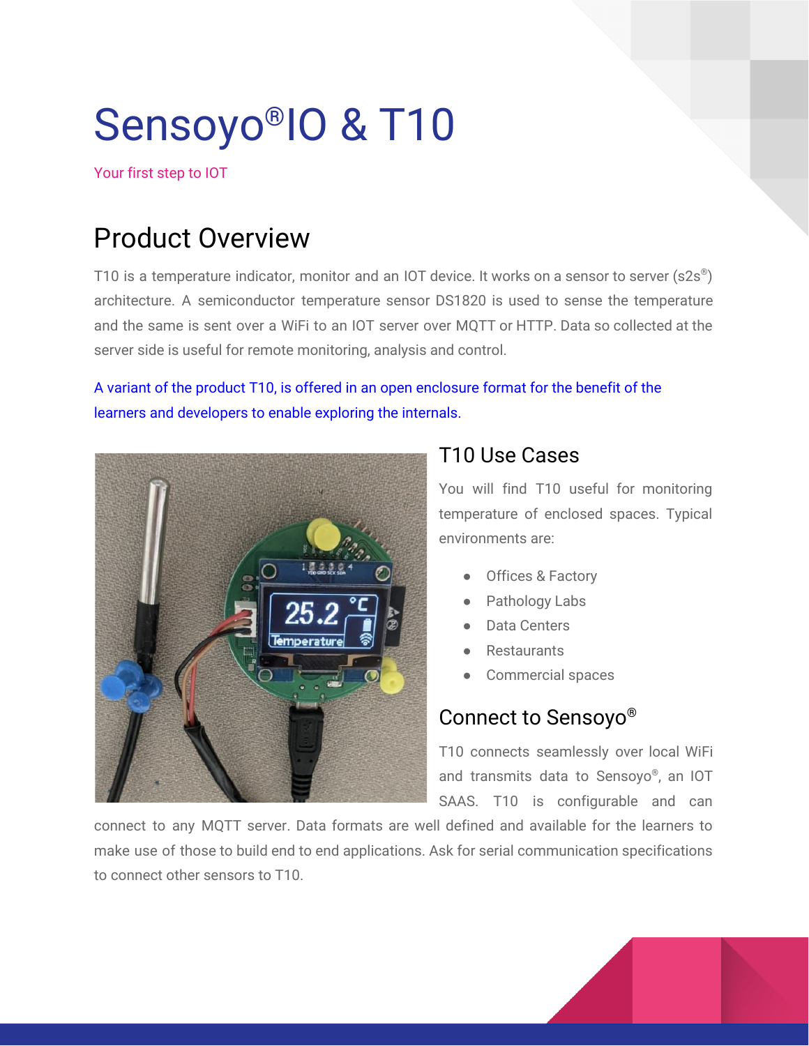# Sensoyo®IO & T10

Your first step to IOT

## Product Overview

T10 is a temperature indicator, monitor and an IOT device. It works on a sensor to server (s2s®) architecture. A semiconductor temperature sensor DS1820 is used to sense the temperature and the same is sent over a WiFi to an IOT server over MQTT or HTTP. Data so collected at the server side is useful for remote monitoring, analysis and control.

A variant of the product T10, is offered in an open enclosure format for the benefit of the learners and developers to enable exploring the internals.

### T10 Use Cases

You will find T10 useful for monitoring temperature of enclosed spaces. Typical environments are:

- Offices & Factory
- Pathology Labs
- Data Centers
- Restaurants
- Commercial spaces

### Connect to Sensoyo®

T10 connects seamlessly over local WiFi and transmits data to Sensoyo®, an IOT SAAS. T10 is configurable and can connect to any MQTT server. Data formats are well defined and available for the learners to make use of those to build end to end applications. Ask for serial communication specifications to connect other sensors to T10.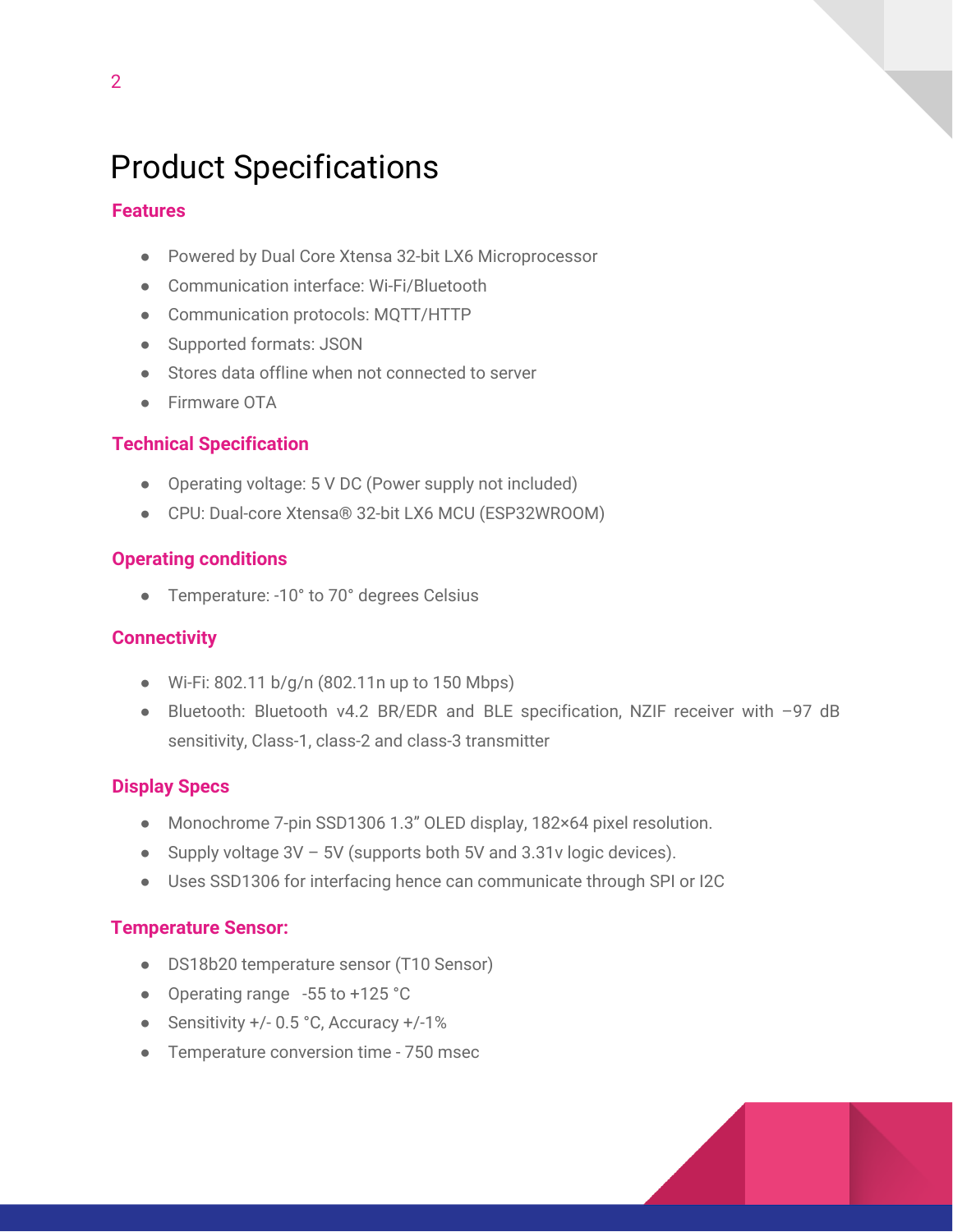# Product Specifications

## Features

- Powered by Dual Core Xtensa 32-bit LX6 Microprocessor
- Communication interface: Wi-Fi/Bluetooth
- Communication protocols: MQTT/HTTP
- Supported formats: JSON
- Stores data offline when not connected to server
- Firmware OTA

## Technical Specification

- Operating voltage: 5 V DC (Power supply not included)
- CPU: Dual-core Xtensa® 32-bit LX6 MCU (ESP32WROOM)

## Operating conditions

- Temperature: -10° to 70° degrees Celsius

## Connectivity

- Wi-Fi: 802.11 b/g/n (802.11n up to 150 Mbps)
- Bluetooth: Bluetooth v4.2 BR/EDR and BLE specification, NZIF receiver with –97 dB sensitivity, Class-1, class-2 and class-3 transmitter

## Display Specs

- Monochrome 7-pin SSD1306 1.3" OLED display, 182×64 pixel resolution.
- Supply voltage 3V – 5V (supports both 5V and 3.31v logic devices).
- Uses SSD1306 for interfacing hence can communicate through SPI or I2C

## Temperature Sensor:

- DS18b20 temperature sensor (T10 Sensor)
- Operating range -55 to +125 °C
- Sensitivity +/- 0.5 °C, Accuracy +/-1%
- Temperature conversion time - 750 msec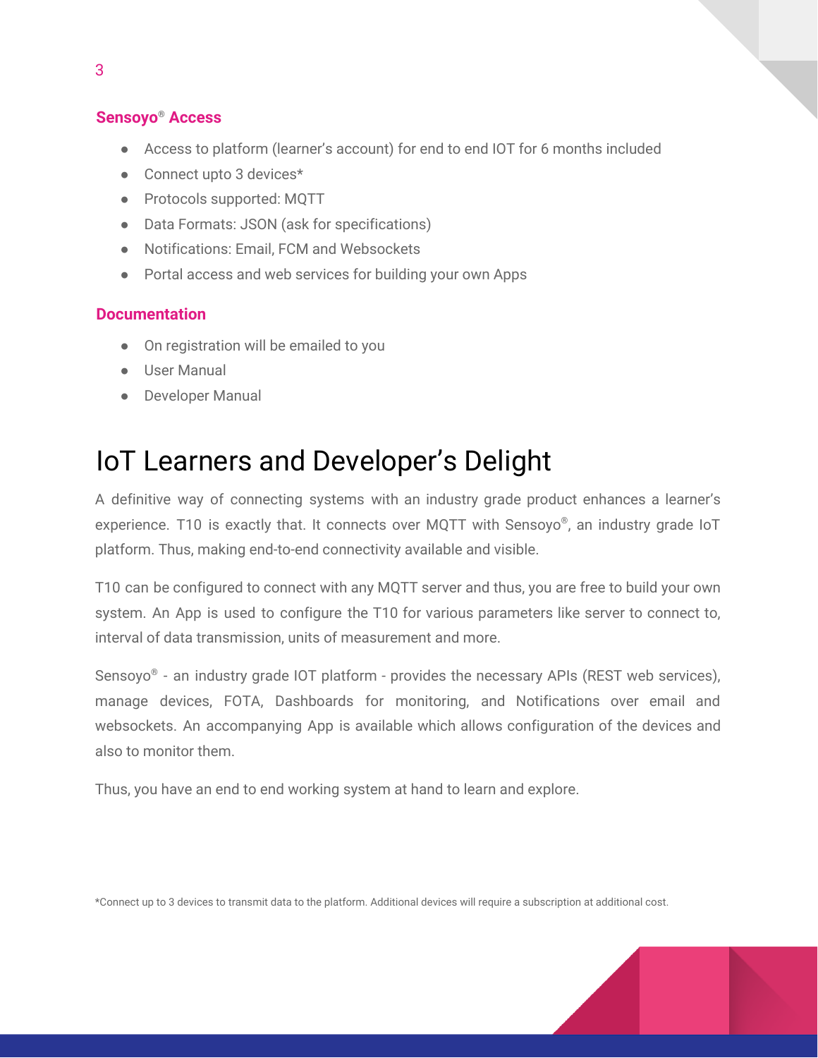### Sensoyo® Access

- Access to platform (learner's account) for end to end IOT for 6 months included
- Connect upto 3 devices*
- Protocols supported: MQTT
- Data Formats: JSON (ask for specifications)
- Notifications: Email, FCM and Websockets
- Portal access and web services for building your own Apps

### Documentation

- On registration will be emailed to you
- User Manual
- Developer Manual

# IoT Learners and Developer's Delight

A definitive way of connecting systems with an industry grade product enhances a learner's experience. T10 is exactly that. It connects over MQTT with Sensoyo®, an industry grade IoT platform. Thus, making end-to-end connectivity available and visible.

T10 can be configured to connect with any MQTT server and thus, you are free to build your own system. An App is used to configure the T10 for various parameters like server to connect to, interval of data transmission, units of measurement and more.

Sensoyo® - an industry grade IOT platform - provides the necessary APIs (REST web services), manage devices, FOTA, Dashboards for monitoring, and Notifications over email and websockets. An accompanying App is available which allows configuration of the devices and also to monitor them.

Thus, you have an end to end working system at hand to learn and explore.

*Connect up to 3 devices to transmit data to the platform. Additional devices will require a subscription at additional cost.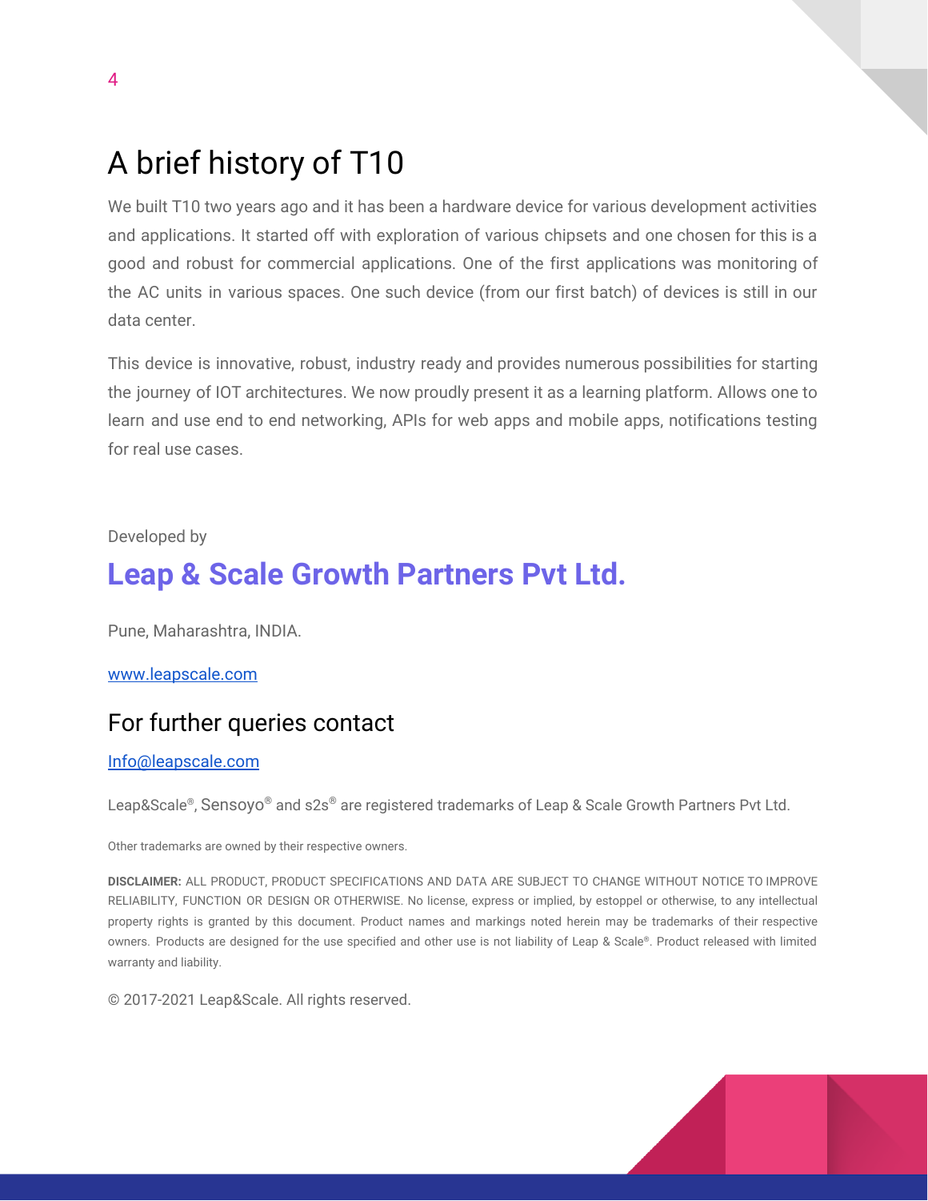# A brief history of T10

We built T10 two years ago and it has been a hardware device for various development activities and applications. It started off with exploration of various chipsets and one chosen for this is a good and robust for commercial applications. One of the first applications was monitoring of the AC units in various spaces. One such device (from our first batch) of devices is still in our data center.

This device is innovative, robust, industry ready and provides numerous possibilities for starting the journey of IOT architectures. We now proudly present it as a learning platform. Allows one to learn and use end to end networking, APIs for web apps and mobile apps, notifications testing for real use cases.

Developed by

## **Leap & Scale Growth Partners Pvt Ltd.**

Pune, Maharashtra, INDIA.

www.leapscale.com

## For further queries contact

Info@leapscale.com

Leap&Scale®, Sensoyo® and s2s® are registered trademarks of Leap & Scale Growth Partners Pvt Ltd.

Other trademarks are owned by their respective owners.

**DISCLAIMER:** ALL PRODUCT, PRODUCT SPECIFICATIONS AND DATA ARE SUBJECT TO CHANGE WITHOUT NOTICE TO IMPROVE RELIABILITY, FUNCTION OR DESIGN OR OTHERWISE. No license, express or implied, by estoppel or otherwise, to any intellectual property rights is granted by this document. Product names and markings noted herein may be trademarks of their respective owners. Products are designed for the use specified and other use is not liability of Leap & Scale®. Product released with limited warranty and liability.

© 2017-2021 Leap&Scale. All rights reserved.